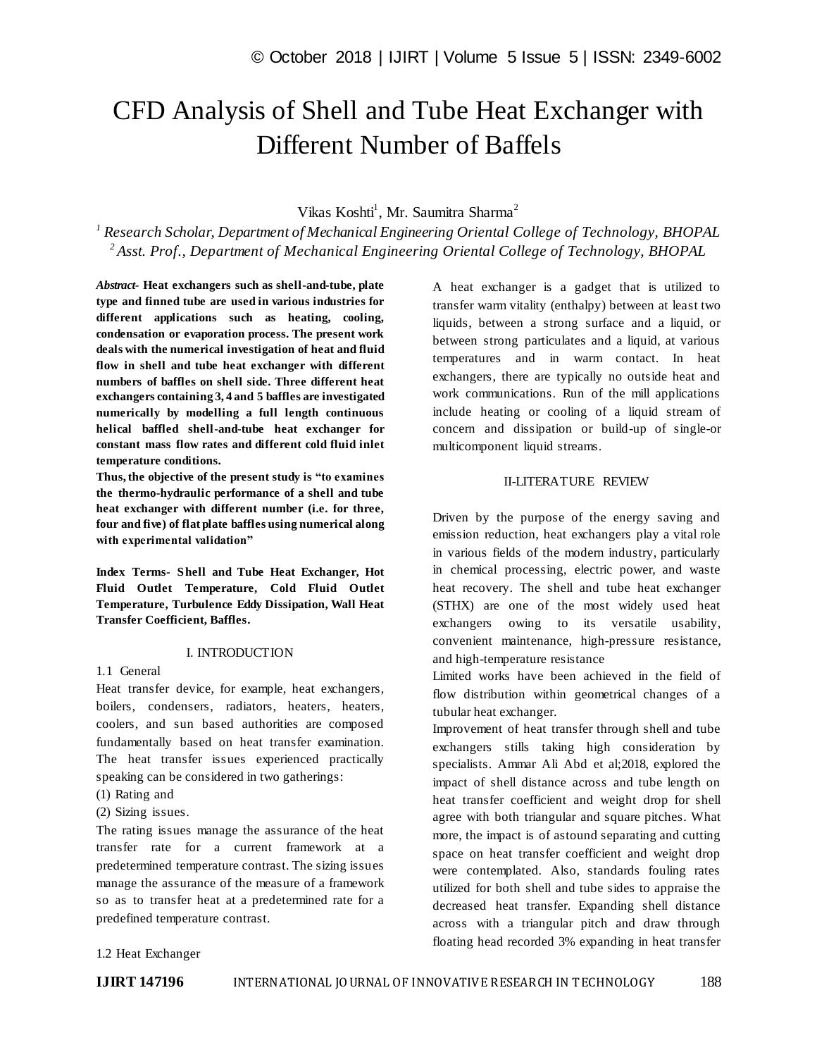# CFD Analysis of Shell and Tube Heat Exchanger with Different Number of Baffels

Vikas Koshti[1], Mr. Saumitra Sharma[2]

[1] *Research Scholar, Department of Mechanical Engineering Oriental College of Technology, BHOPAL*
[2] *Asst. Prof., Department of Mechanical Engineering Oriental College of Technology, BHOPAL*

***Abstract*- Heat exchangers such as shell-and-tube, plate type and finned tube are used in various industries for different applications such as heating, cooling, condensation or evaporation process. The present work deals with the numerical investigation of heat and fluid flow in shell and tube heat exchanger with different numbers of baffles on shell side. Three different heat exchangers containing 3, 4 and 5 baffles are investigated numerically by modelling a full length continuous helical baffled shell-and-tube heat exchanger for constant mass flow rates and different cold fluid inlet temperature conditions.**

**Thus, the objective of the present study is "to examines the thermo-hydraulic performance of a shell and tube heat exchanger with different number (i.e. for three, four and five) of flat plate baffles using numerical along with experimental validation"**

**Index Terms- Shell and Tube Heat Exchanger, Hot Fluid Outlet Temperature, Cold Fluid Outlet Temperature, Turbulence Eddy Dissipation, Wall Heat Transfer Coefficient, Baffles.**

## I. INTRODUCTION

### 1.1 General

Heat transfer device, for example, heat exchangers, boilers, condensers, radiators, heaters, heaters, coolers, and sun based authorities are composed fundamentally based on heat transfer examination. The heat transfer issues experienced practically speaking can be considered in two gatherings:

(1) Rating and
(2) Sizing issues.

The rating issues manage the assurance of the heat transfer rate for a current framework at a predetermined temperature contrast. The sizing issues manage the assurance of the measure of a framework so as to transfer heat at a predetermined rate for a predefined temperature contrast.

### 1.2 Heat Exchanger

A heat exchanger is a gadget that is utilized to transfer warm vitality (enthalpy) between at least two liquids, between a strong surface and a liquid, or between strong particulates and a liquid, at various temperatures and in warm contact. In heat exchangers, there are typically no outside heat and work communications. Run of the mill applications include heating or cooling of a liquid stream of concern and dissipation or build-up of single-or multicomponent liquid streams.

## II-LITERATURE REVIEW

Driven by the purpose of the energy saving and emission reduction, heat exchangers play a vital role in various fields of the modern industry, particularly in chemical processing, electric power, and waste heat recovery. The shell and tube heat exchanger (STHX) are one of the most widely used heat exchangers owing to its versatile usability, convenient maintenance, high-pressure resistance, and high-temperature resistance

Limited works have been achieved in the field of flow distribution within geometrical changes of a tubular heat exchanger.

Improvement of heat transfer through shell and tube exchangers stills taking high consideration by specialists. Ammar Ali Abd et al;2018, explored the impact of shell distance across and tube length on heat transfer coefficient and weight drop for shell agree with both triangular and square pitches. What more, the impact is of astound separating and cutting space on heat transfer coefficient and weight drop were contemplated. Also, standards fouling rates utilized for both shell and tube sides to appraise the decreased heat transfer. Expanding shell distance across with a triangular pitch and draw through floating head recorded 3% expanding in heat transfer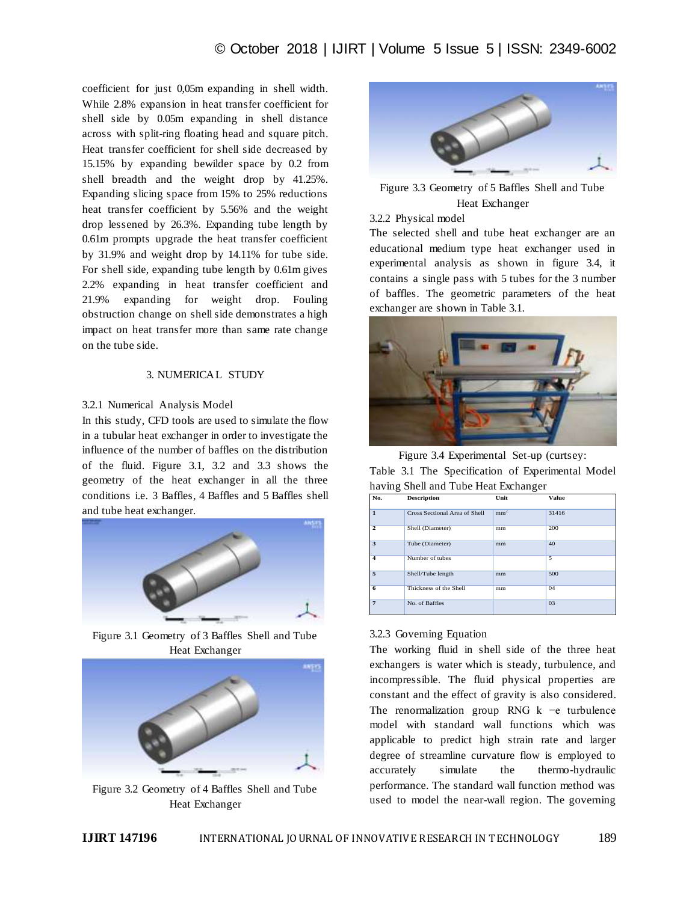coefficient for just 0,05m expanding in shell width. While 2.8% expansion in heat transfer coefficient for shell side by 0.05m expanding in shell distance across with split-ring floating head and square pitch. Heat transfer coefficient for shell side decreased by 15.15% by expanding bewilder space by 0.2 from shell breadth and the weight drop by 41.25%. Expanding slicing space from 15% to 25% reductions heat transfer coefficient by 5.56% and the weight drop lessened by 26.3%. Expanding tube length by 0.61m prompts upgrade the heat transfer coefficient by 31.9% and weight drop by 14.11% for tube side. For shell side, expanding tube length by 0.61m gives 2.2% expanding in heat transfer coefficient and 21.9% expanding for weight drop. Fouling obstruction change on shell side demonstrates a high impact on heat transfer more than same rate change on the tube side.

## 3. NUMERICAL STUDY

### 3.2.1 Numerical Analysis Model

In this study, CFD tools are used to simulate the flow in a tubular heat exchanger in order to investigate the influence of the number of baffles on the distribution of the fluid. Figure 3.1, 3.2 and 3.3 shows the geometry of the heat exchanger in all the three conditions i.e. 3 Baffles, 4 Baffles and 5 Baffles shell and tube heat exchanger.

Figure 3.1 Geometry of 3 Baffles Shell and Tube Heat Exchanger

Figure 3.2 Geometry of 4 Baffles Shell and Tube Heat Exchanger

Figure 3.3 Geometry of 5 Baffles Shell and Tube Heat Exchanger

### 3.2.2 Physical model

The selected shell and tube heat exchanger are an educational medium type heat exchanger used in experimental analysis as shown in figure 3.4, it contains a single pass with 5 tubes for the 3 number of baffles. The geometric parameters of the heat exchanger are shown in Table 3.1.

Figure 3.4 Experimental Set-up (curtsey:

Table 3.1 The Specification of Experimental Model having Shell and Tube Heat Exchanger

| No. | Description | Unit | Value |
|---|---|---|---|
| 1 | Cross Sectional Area of Shell | $mm^2$ | 31416 |
| 2 | Shell (Diameter) | mm | 200 |
| 3 | Tube (Diameter) | mm | 40 |
| 4 | Number of tubes | | 5 |
| 5 | Shell/Tube length | mm | 500 |
| 6 | Thickness of the Shell | mm | 04 |
| 7 | No. of Baffles | | 03 |

### 3.2.3 Governing Equation

The working fluid in shell side of the three heat exchangers is water which is steady, turbulence, and incompressible. The fluid physical properties are constant and the effect of gravity is also considered. The renormalization group RNG k −e turbulence model with standard wall functions which was applicable to predict high strain rate and larger degree of streamline curvature flow is employed to accurately simulate the thermo-hydraulic performance. The standard wall function method was used to model the near-wall region. The governing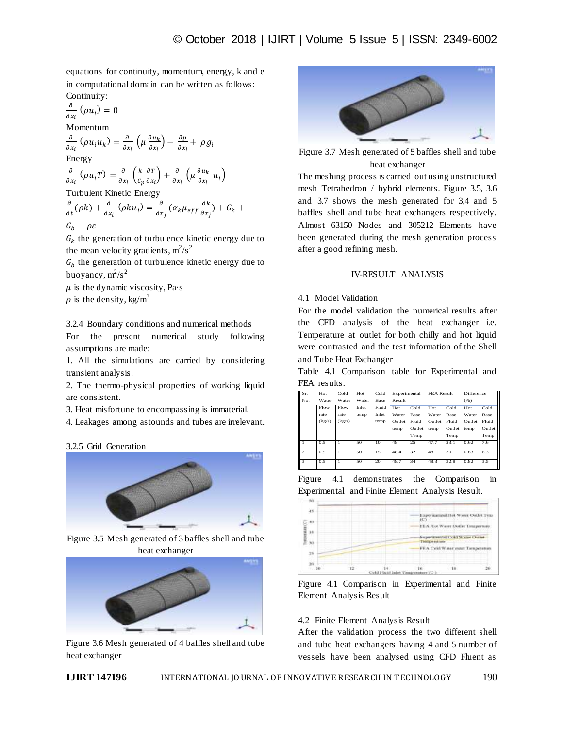equations for continuity, momentum, energy, k and e in computational domain can be written as follows:

Continuity:

$$\frac{\partial}{\partial x_i}(\rho u_i) = 0$$

Momentum

$$\frac{\partial}{\partial x_i}(\rho u_i u_k) = \frac{\partial}{\partial x_i}\left(\mu \frac{\partial u_k}{\partial x_i}\right) - \frac{\partial p}{\partial x_i} + \rho g_i$$

Energy

$$\frac{\partial}{\partial x_i}(\rho u_i T) = \frac{\partial}{\partial x_i}\left(\frac{k}{C_p}\frac{\partial T}{\partial x_i}\right) + \frac{\partial}{\partial x_i}\left(\mu \frac{\partial u_k}{\partial x_i} u_i\right)$$

Turbulent Kinetic Energy

$$\frac{\partial}{\partial t}(\rho k) + \frac{\partial}{\partial x_i}(\rho k u_i) = \frac{\partial}{\partial x_j}\left(\alpha_k \mu_{eff} \frac{\partial k}{\partial x_j}\right) + G_k + G_b - \rho\varepsilon$$

$G_k$ the generation of turbulence kinetic energy due to the mean velocity gradients, $m^2/s^2$

$G_b$ the generation of turbulence kinetic energy due to buoyancy, $m^2/s^2$

$\mu$ is the dynamic viscosity, Pa·s

$\rho$ is the density, $kg/m^3$

3.2.4 Boundary conditions and numerical methods

For the present numerical study following assumptions are made:

1. All the simulations are carried by considering transient analysis.
2. The thermo-physical properties of working liquid are consistent.
3. Heat misfortune to encompassing is immaterial.
4. Leakages among astounds and tubes are irrelevant.

3.2.5 Grid Generation

Figure 3.5 Mesh generated of 3 baffles shell and tube heat exchanger

Figure 3.6 Mesh generated of 4 baffles shell and tube heat exchanger

Figure 3.7 Mesh generated of 5 baffles shell and tube heat exchanger

The meshing process is carried out using unstructured mesh Tetrahedron / hybrid elements. Figure 3.5, 3.6 and 3.7 shows the mesh generated for 3,4 and 5 baffles shell and tube heat exchangers respectively. Almost 63150 Nodes and 305212 Elements have been generated during the mesh generation process after a good refining mesh.

## IV-RESULT ANALYSIS

4.1 Model Validation

For the model validation the numerical results after the CFD analysis of the heat exchanger i.e. Temperature at outlet for both chilly and hot liquid were contrasted and the test information of the Shell and Tube Heat Exchanger

Table 4.1 Comparison table for Experimental and FEA results.

| Sr. No. | Hot Water Flow rate (kg/s) | Cold Water Flow rate (kg/s) | Hot Water Inlet temp | Cold Base Fluid Inlet temp | Experimental Result | | FEA Result | | Difference (%) | |
|---|---|---|---|---|---|---|---|---|---|---|
| | | | | | Hot Water Outlet temp | Cold Base Fluid Outlet Temp | Hot Water Outlet temp | Cold Fluid Outlet Temp | Hot Water Outlet temp | Cold Base Fluid Outlet Temp |
| 1 | 0.5 | 1 | 50 | 10 | 48 | 25 | 47.7 | 23.1 | 0.62 | 7.6 |
| 2 | 0.5 | 1 | 50 | 15 | 48.4 | 32 | 48 | 30 | 0.83 | 6.3 |
| 3 | 0.5 | 1 | 50 | 20 | 48.7 | 34 | 48.3 | 32.8 | 0.82 | 3.5 |

Figure 4.1 demonstrates the Comparison in Experimental and Finite Element Analysis Result.

Figure 4.1 Comparison in Experimental and Finite Element Analysis Result

4.2 Finite Element Analysis Result

After the validation process the two different shell and tube heat exchangers having 4 and 5 number of vessels have been analysed using CFD Fluent as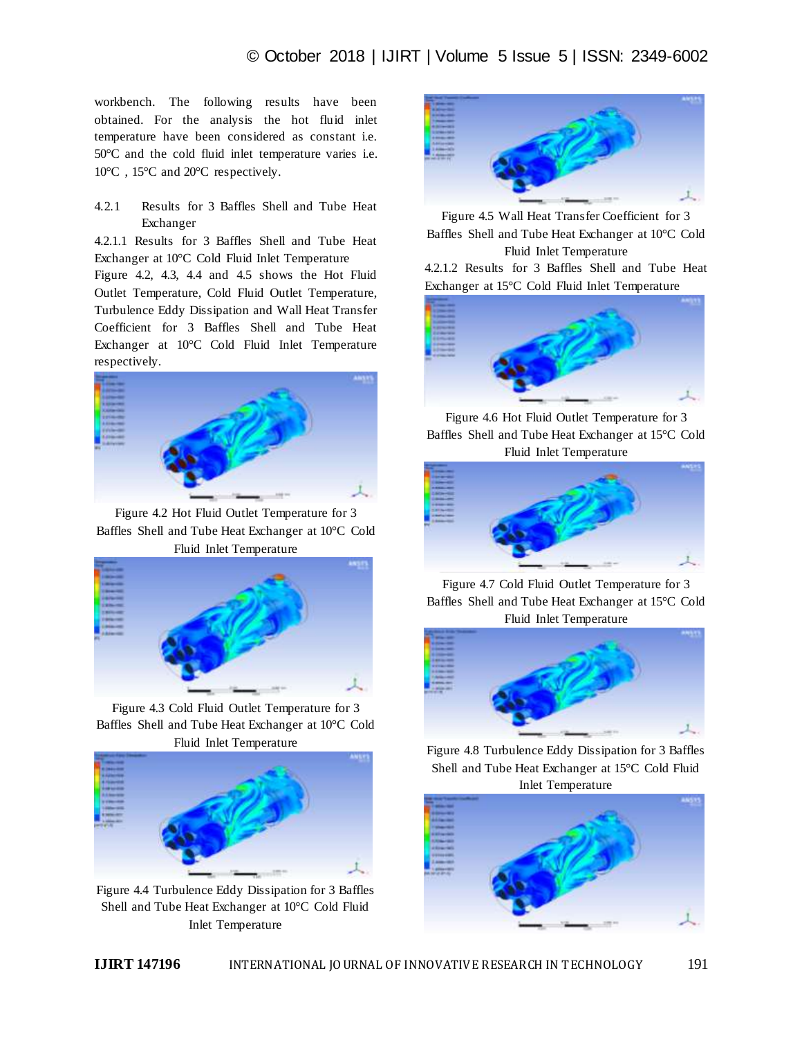workbench. The following results have been obtained. For the analysis the hot fluid inlet temperature have been considered as constant i.e. 50°C and the cold fluid inlet temperature varies i.e. 10°C , 15°C and 20°C respectively.

### 4.2.1 Results for 3 Baffles Shell and Tube Heat Exchanger

#### 4.2.1.1 Results for 3 Baffles Shell and Tube Heat Exchanger at 10°C Cold Fluid Inlet Temperature

Figure 4.2, 4.3, 4.4 and 4.5 shows the Hot Fluid Outlet Temperature, Cold Fluid Outlet Temperature, Turbulence Eddy Dissipation and Wall Heat Transfer Coefficient for 3 Baffles Shell and Tube Heat Exchanger at 10°C Cold Fluid Inlet Temperature respectively.

Figure 4.2 Hot Fluid Outlet Temperature for 3 Baffles Shell and Tube Heat Exchanger at 10°C Cold Fluid Inlet Temperature

Figure 4.3 Cold Fluid Outlet Temperature for 3 Baffles Shell and Tube Heat Exchanger at 10°C Cold Fluid Inlet Temperature

Figure 4.4 Turbulence Eddy Dissipation for 3 Baffles Shell and Tube Heat Exchanger at 10°C Cold Fluid Inlet Temperature

Figure 4.5 Wall Heat Transfer Coefficient for 3 Baffles Shell and Tube Heat Exchanger at 10°C Cold Fluid Inlet Temperature

#### 4.2.1.2 Results for 3 Baffles Shell and Tube Heat Exchanger at 15°C Cold Fluid Inlet Temperature

Figure 4.6 Hot Fluid Outlet Temperature for 3 Baffles Shell and Tube Heat Exchanger at 15°C Cold Fluid Inlet Temperature

Figure 4.7 Cold Fluid Outlet Temperature for 3 Baffles Shell and Tube Heat Exchanger at 15°C Cold Fluid Inlet Temperature

Figure 4.8 Turbulence Eddy Dissipation for 3 Baffles Shell and Tube Heat Exchanger at 15°C Cold Fluid Inlet Temperature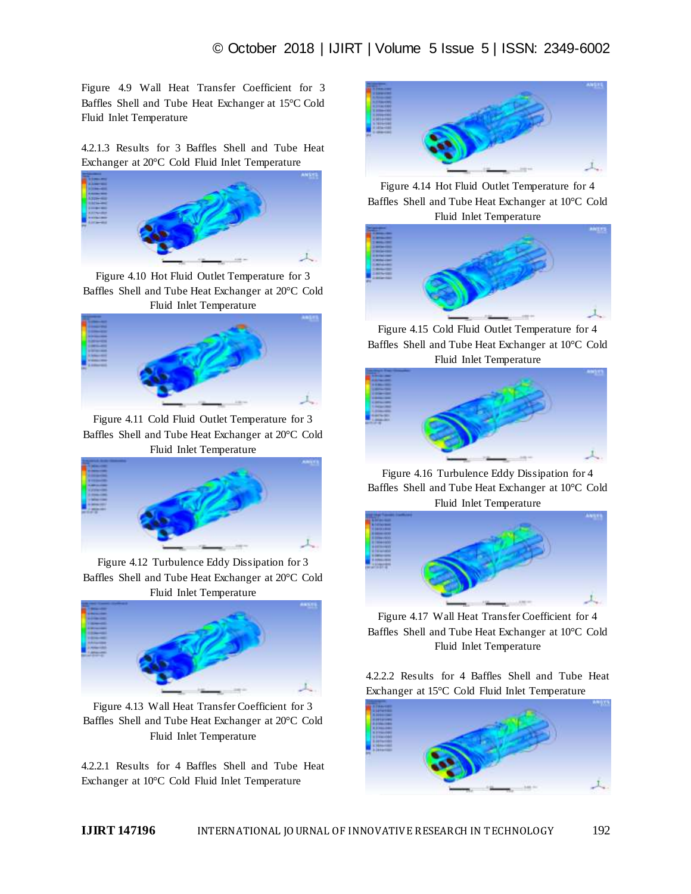Figure 4.9 Wall Heat Transfer Coefficient for 3 Baffles Shell and Tube Heat Exchanger at 15°C Cold Fluid Inlet Temperature

#### 4.2.1.3 Results for 3 Baffles Shell and Tube Heat Exchanger at 20°C Cold Fluid Inlet Temperature

Figure 4.10 Hot Fluid Outlet Temperature for 3 Baffles Shell and Tube Heat Exchanger at 20°C Cold Fluid Inlet Temperature

Figure 4.11 Cold Fluid Outlet Temperature for 3 Baffles Shell and Tube Heat Exchanger at 20°C Cold Fluid Inlet Temperature

Figure 4.12 Turbulence Eddy Dissipation for 3 Baffles Shell and Tube Heat Exchanger at 20°C Cold Fluid Inlet Temperature

Figure 4.13 Wall Heat Transfer Coefficient for 3 Baffles Shell and Tube Heat Exchanger at 20°C Cold Fluid Inlet Temperature

#### 4.2.2.1 Results for 4 Baffles Shell and Tube Heat Exchanger at 10°C Cold Fluid Inlet Temperature

Figure 4.14 Hot Fluid Outlet Temperature for 4 Baffles Shell and Tube Heat Exchanger at 10°C Cold Fluid Inlet Temperature

Figure 4.15 Cold Fluid Outlet Temperature for 4 Baffles Shell and Tube Heat Exchanger at 10°C Cold Fluid Inlet Temperature

Figure 4.16 Turbulence Eddy Dissipation for 4 Baffles Shell and Tube Heat Exchanger at 10°C Cold Fluid Inlet Temperature

Figure 4.17 Wall Heat Transfer Coefficient for 4 Baffles Shell and Tube Heat Exchanger at 10°C Cold Fluid Inlet Temperature

#### 4.2.2.2 Results for 4 Baffles Shell and Tube Heat Exchanger at 15°C Cold Fluid Inlet Temperature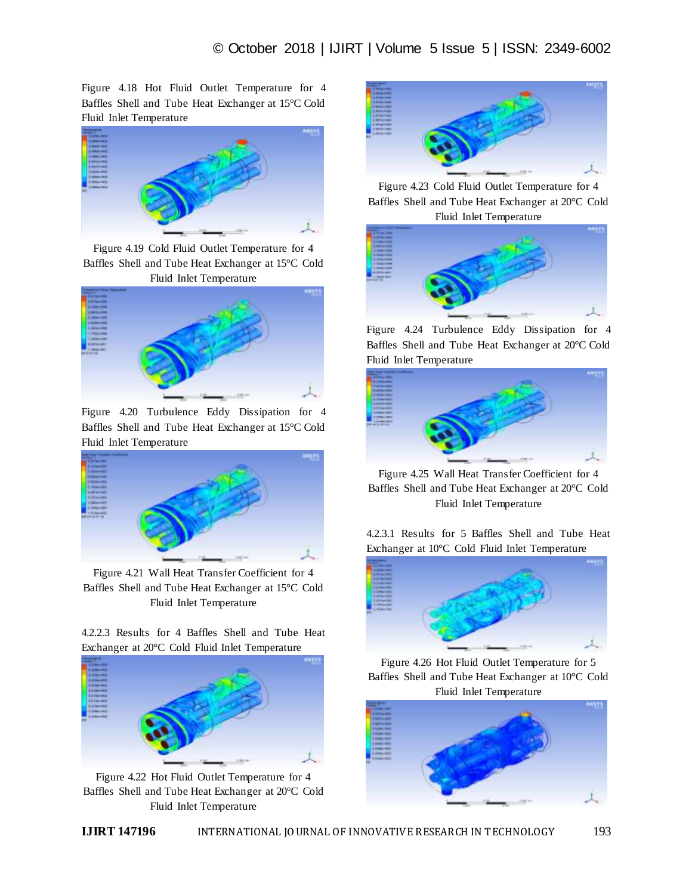Figure 4.18 Hot Fluid Outlet Temperature for 4 Baffles Shell and Tube Heat Exchanger at 15°C Cold Fluid Inlet Temperature

Figure 4.19 Cold Fluid Outlet Temperature for 4 Baffles Shell and Tube Heat Exchanger at 15°C Cold Fluid Inlet Temperature

Figure 4.20 Turbulence Eddy Dissipation for 4 Baffles Shell and Tube Heat Exchanger at 15°C Cold Fluid Inlet Temperature

Figure 4.21 Wall Heat Transfer Coefficient for 4 Baffles Shell and Tube Heat Exchanger at 15°C Cold Fluid Inlet Temperature

4.2.2.3 Results for 4 Baffles Shell and Tube Heat Exchanger at 20°C Cold Fluid Inlet Temperature

Figure 4.22 Hot Fluid Outlet Temperature for 4 Baffles Shell and Tube Heat Exchanger at 20°C Cold Fluid Inlet Temperature

Figure 4.23 Cold Fluid Outlet Temperature for 4 Baffles Shell and Tube Heat Exchanger at 20°C Cold Fluid Inlet Temperature

Figure 4.24 Turbulence Eddy Dissipation for 4 Baffles Shell and Tube Heat Exchanger at 20°C Cold Fluid Inlet Temperature

Figure 4.25 Wall Heat Transfer Coefficient for 4 Baffles Shell and Tube Heat Exchanger at 20°C Cold Fluid Inlet Temperature

4.2.3.1 Results for 5 Baffles Shell and Tube Heat Exchanger at 10°C Cold Fluid Inlet Temperature

Figure 4.26 Hot Fluid Outlet Temperature for 5 Baffles Shell and Tube Heat Exchanger at 10°C Cold Fluid Inlet Temperature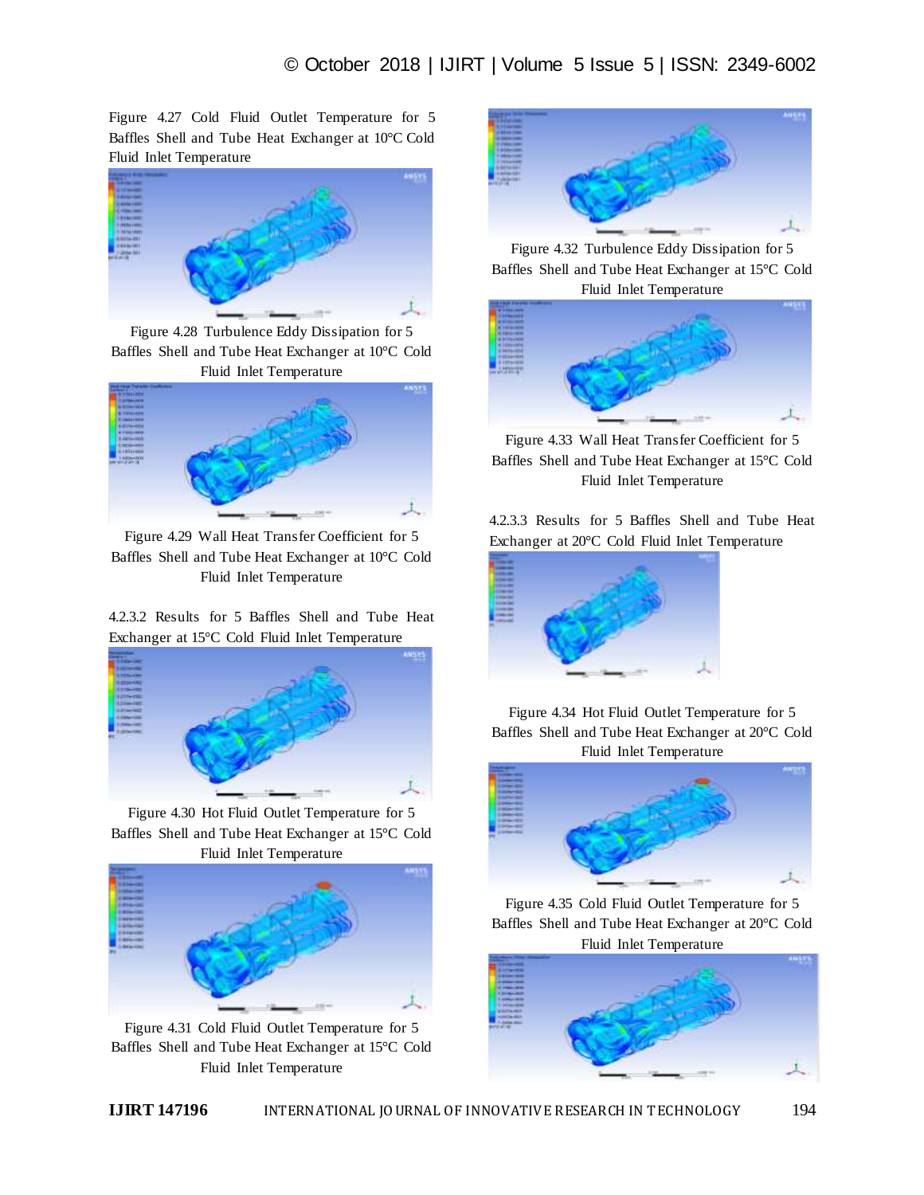Figure 4.27 Cold Fluid Outlet Temperature for 5 Baffles Shell and Tube Heat Exchanger at 10°C Cold Fluid Inlet Temperature

Figure 4.28 Turbulence Eddy Dissipation for 5 Baffles Shell and Tube Heat Exchanger at 10°C Cold Fluid Inlet Temperature

Figure 4.29 Wall Heat Transfer Coefficient for 5 Baffles Shell and Tube Heat Exchanger at 10°C Cold Fluid Inlet Temperature

#### 4.2.3.2 Results for 5 Baffles Shell and Tube Heat Exchanger at 15°C Cold Fluid Inlet Temperature

Figure 4.30 Hot Fluid Outlet Temperature for 5 Baffles Shell and Tube Heat Exchanger at 15°C Cold Fluid Inlet Temperature

Figure 4.31 Cold Fluid Outlet Temperature for 5 Baffles Shell and Tube Heat Exchanger at 15°C Cold Fluid Inlet Temperature

Figure 4.32 Turbulence Eddy Dissipation for 5 Baffles Shell and Tube Heat Exchanger at 15°C Cold Fluid Inlet Temperature

Figure 4.33 Wall Heat Transfer Coefficient for 5 Baffles Shell and Tube Heat Exchanger at 15°C Cold Fluid Inlet Temperature

#### 4.2.3.3 Results for 5 Baffles Shell and Tube Heat Exchanger at 20°C Cold Fluid Inlet Temperature

Figure 4.34 Hot Fluid Outlet Temperature for 5 Baffles Shell and Tube Heat Exchanger at 20°C Cold Fluid Inlet Temperature

Figure 4.35 Cold Fluid Outlet Temperature for 5 Baffles Shell and Tube Heat Exchanger at 20°C Cold Fluid Inlet Temperature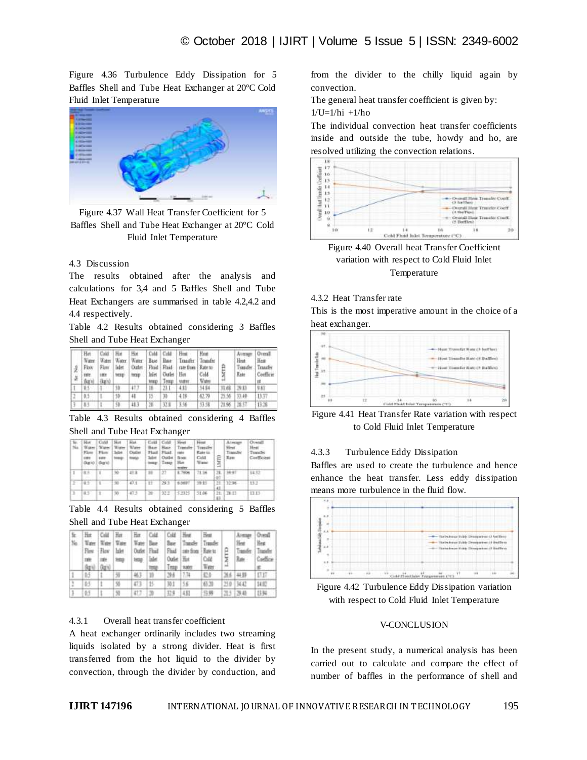Figure 4.36 Turbulence Eddy Dissipation for 5 Baffles Shell and Tube Heat Exchanger at 20°C Cold Fluid Inlet Temperature

Figure 4.37 Wall Heat Transfer Coefficient for 5 Baffles Shell and Tube Heat Exchanger at 20°C Cold Fluid Inlet Temperature

4.3 Discussion

The results obtained after the analysis and calculations for 3,4 and 5 Baffles Shell and Tube Heat Exchangers are summarised in table 4.2,4.2 and 4.4 respectively.

Table 4.2 Results obtained considering 3 Baffles Shell and Tube Heat Exchanger

| Sr. No. | Hot Water Flow rate (kg/s) | Cold Water Flow rate (kg/s) | Hot Water Inlet temp | Hot Water Outlet temp | Cold Base Fluid Inlet temp | Cold Base Fluid Outlet Temp | Heat Transfer rate from Hot water | Heat Transfer Rate to Cold Water | LMTD | Average Heat Transfer Rate | Overall Heat Transfer Coefficient |
|---|---|---|---|---|---|---|---|---|---|---|---|
| 1 | 0.5 | 1 | 50 | 47.7 | 10 | 23.1 | 4.83 | 54.84 | 31.68 | 29.83 | 9.61 |
| 2 | 0.5 | 1 | 50 | 48 | 15 | 30 | 4.19 | 62.79 | 25.56 | 33.49 | 13.37 |
| 3 | 0.5 | 1 | 50 | 48.3 | 20 | 32.8 | 3.56 | 53.58 | 21.96 | 28.57 | 13.28 |

Table 4.3 Results obtained considering 4 Baffles Shell and Tube Heat Exchanger

| Sr. No. | Hot Water Flow rate (kg/s) | Cold Water Flow rate (kg/s) | Hot Water Inlet temp | Hot Water Outlet temp | Cold Base Fluid Inlet temp | Cold Base Fluid Outlet Temp | Heat Transfer rate from Hot water | Heat Transfer Rate to Cold Water | LMTD | Average Heat Transfer Rate | Overall Heat Transfer Coefficient |
|---|---|---|---|---|---|---|---|---|---|---|---|
| 1 | 0.5 | 1 | 50 | 41.8 | 10 | 27 | 8.7906 | 71.16 | 28.07 | 39.97 | 14.32 |
| 2 | 0.5 | 1 | 50 | 47.1 | 15 | 29.5 | 6.0697 | 59.85 | 25.43 | 32.96 | 13.2 |
| 3 | 0.5 | 1 | 50 | 47.5 | 20 | 32.2 | 5.2325 | 51.06 | 21.83 | 28.13 | 13.13 |

Table 4.4 Results obtained considering 5 Baffles Shell and Tube Heat Exchanger

| Sr. No. | Hot Water Flow rate (kg/s) | Cold Water Flow rate (kg/s) | Hot Water Inlet temp | Hot Water Outlet temp | Cold Base Fluid Inlet temp | Cold Base Fluid Outlet Temp | Heat Transfer rate from Hot water | Heat Transfer Rate to Cold Water | LMTD | Average Heat Transfer Rate | Overall Heat Transfer Coefficient |
|---|---|---|---|---|---|---|---|---|---|---|---|
| 1 | 0.5 | 1 | 50 | 46.3 | 10 | 29.6 | 7.74 | 82.0 | 26.6 | 44.89 | 17.17 |
| 2 | 0.5 | 1 | 50 | 47.3 | 15 | 30.1 | 5.6 | 63.20 | 25.0 | 34.42 | 14.02 |
| 3 | 0.5 | 1 | 50 | 47.7 | 20 | 32.9 | 4.81 | 53.99 | 21.5 | 29.40 | 13.94 |

4.3.1 Overall heat transfer coefficient

A heat exchanger ordinarily includes two streaming liquids isolated by a strong divider. Heat is first transferred from the hot liquid to the divider by convection, through the divider by conduction, and from the divider to the chilly liquid again by convection.

The general heat transfer coefficient is given by:

$1/U=1/hi +1/ho$

The individual convection heat transfer coefficients inside and outside the tube, howdy and ho, are resolved utilizing the convection relations.

Figure 4.40 Overall heat Transfer Coefficient variation with respect to Cold Fluid Inlet Temperature

4.3.2 Heat Transfer rate

This is the most imperative amount in the choice of a heat exchanger.

Figure 4.41 Heat Transfer Rate variation with respect to Cold Fluid Inlet Temperature

4.3.3 Turbulence Eddy Dissipation

Baffles are used to create the turbulence and hence enhance the heat transfer. Less eddy dissipation means more turbulence in the fluid flow.

Figure 4.42 Turbulence Eddy Dissipation variation with respect to Cold Fluid Inlet Temperature

## V-CONCLUSION

In the present study, a numerical analysis has been carried out to calculate and compare the effect of number of baffles in the performance of shell and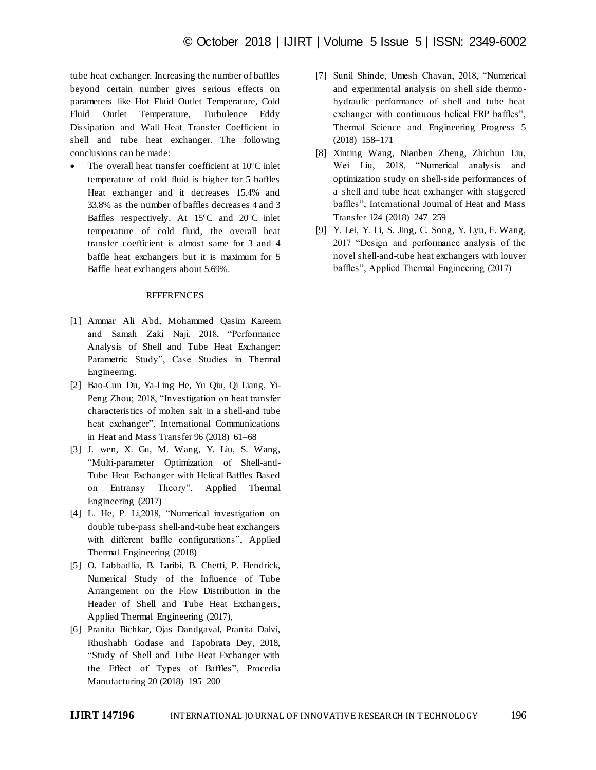tube heat exchanger. Increasing the number of baffles beyond certain number gives serious effects on parameters like Hot Fluid Outlet Temperature, Cold Fluid Outlet Temperature, Turbulence Eddy Dissipation and Wall Heat Transfer Coefficient in shell and tube heat exchanger. The following conclusions can be made:

- The overall heat transfer coefficient at 10°C inlet temperature of cold fluid is higher for 5 baffles Heat exchanger and it decreases 15.4% and 33.8% as the number of baffles decreases 4 and 3 Baffles respectively. At 15°C and 20°C inlet temperature of cold fluid, the overall heat transfer coefficient is almost same for 3 and 4 baffle heat exchangers but it is maximum for 5 Baffle heat exchangers about 5.69%.

## REFERENCES

[1] Ammar Ali Abd, Mohammed Qasim Kareem and Samah Zaki Naji, 2018, "Performance Analysis of Shell and Tube Heat Exchanger: Parametric Study", Case Studies in Thermal Engineering.

[2] Bao-Cun Du, Ya-Ling He, Yu Qiu, Qi Liang, Yi-Peng Zhou; 2018, "Investigation on heat transfer characteristics of molten salt in a shell-and tube heat exchanger", International Communications in Heat and Mass Transfer 96 (2018) 61–68

[3] J. wen, X. Gu, M. Wang, Y. Liu, S. Wang, "Multi-parameter Optimization of Shell-and-Tube Heat Exchanger with Helical Baffles Based on Entransy Theory", Applied Thermal Engineering (2017)

[4] L. He, P. Li,2018, "Numerical investigation on double tube-pass shell-and-tube heat exchangers with different baffle configurations", Applied Thermal Engineering (2018)

[5] O. Labbadlia, B. Laribi, B. Chetti, P. Hendrick, Numerical Study of the Influence of Tube Arrangement on the Flow Distribution in the Header of Shell and Tube Heat Exchangers, Applied Thermal Engineering (2017),

[6] Pranita Bichkar, Ojas Dandgaval, Pranita Dalvi, Rhushabh Godase and Tapobrata Dey, 2018, "Study of Shell and Tube Heat Exchanger with the Effect of Types of Baffles", Procedia Manufacturing 20 (2018) 195–200

[7] Sunil Shinde, Umesh Chavan, 2018, "Numerical and experimental analysis on shell side thermo-hydraulic performance of shell and tube heat exchanger with continuous helical FRP baffles", Thermal Science and Engineering Progress 5 (2018) 158–171

[8] Xinting Wang, Nianben Zheng, Zhichun Liu, Wei Liu, 2018, "Numerical analysis and optimization study on shell-side performances of a shell and tube heat exchanger with staggered baffles", International Journal of Heat and Mass Transfer 124 (2018) 247–259

[9] Y. Lei, Y. Li, S. Jing, C. Song, Y. Lyu, F. Wang, 2017 "Design and performance analysis of the novel shell-and-tube heat exchangers with louver baffles", Applied Thermal Engineering (2017)